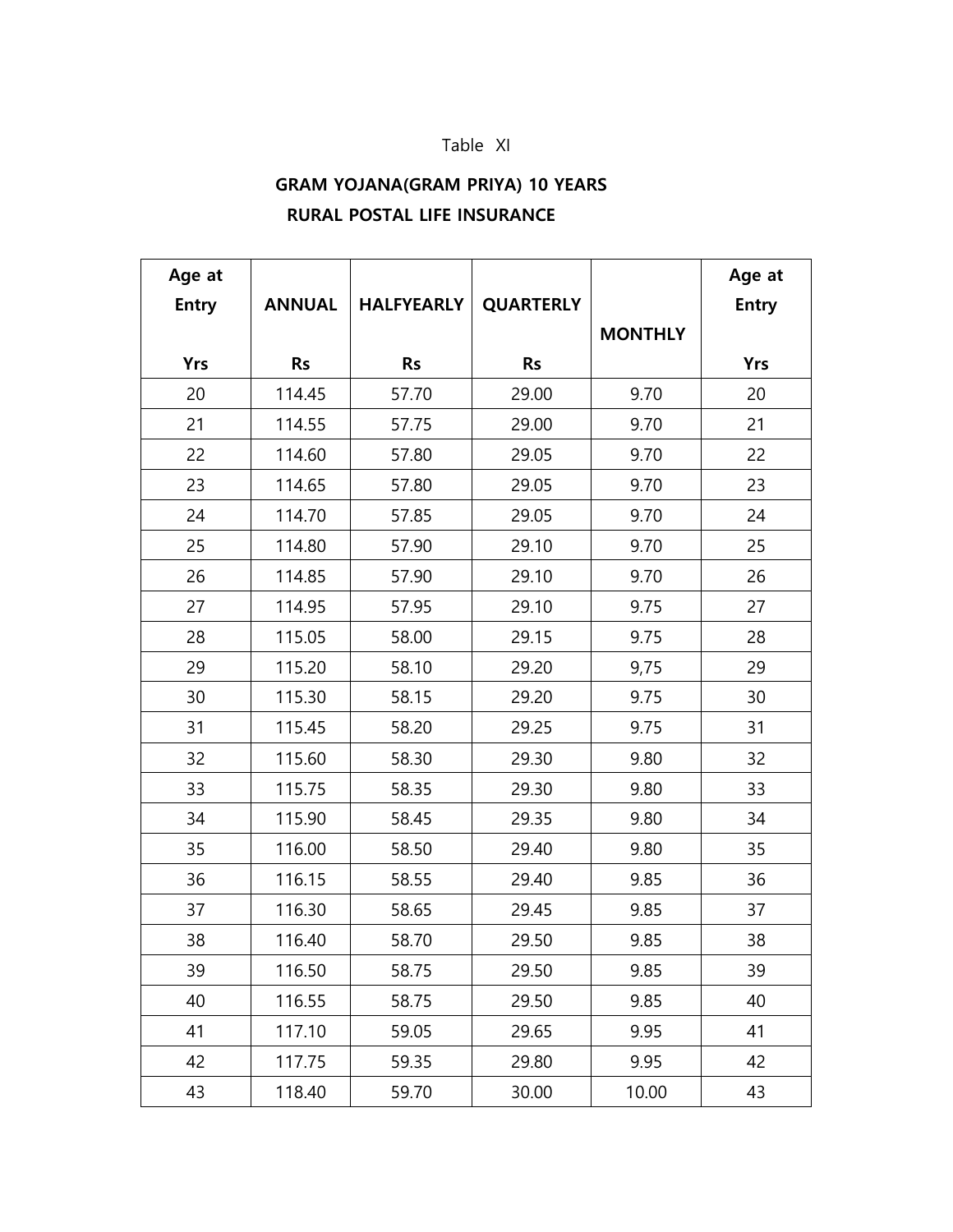Table XI

**GRAM YOJANA(GRAM PRIYA) 10 YEARS**

**RURAL POSTAL LIFE INSURANCE**

| Age at Entry Yrs | ANNUAL Rs | HALFYEARLY Rs | QUARTERLY Rs | MONTHLY | Age at Entry Yrs |
|---|---|---|---|---|---|
| 20 | 114.45 | 57.70 | 29.00 | 9.70 | 20 |
| 21 | 114.55 | 57.75 | 29.00 | 9.70 | 21 |
| 22 | 114.60 | 57.80 | 29.05 | 9.70 | 22 |
| 23 | 114.65 | 57.80 | 29.05 | 9.70 | 23 |
| 24 | 114.70 | 57.85 | 29.05 | 9.70 | 24 |
| 25 | 114.80 | 57.90 | 29.10 | 9.70 | 25 |
| 26 | 114.85 | 57.90 | 29.10 | 9.70 | 26 |
| 27 | 114.95 | 57.95 | 29.10 | 9.75 | 27 |
| 28 | 115.05 | 58.00 | 29.15 | 9.75 | 28 |
| 29 | 115.20 | 58.10 | 29.20 | 9,75 | 29 |
| 30 | 115.30 | 58.15 | 29.20 | 9.75 | 30 |
| 31 | 115.45 | 58.20 | 29.25 | 9.75 | 31 |
| 32 | 115.60 | 58.30 | 29.30 | 9.80 | 32 |
| 33 | 115.75 | 58.35 | 29.30 | 9.80 | 33 |
| 34 | 115.90 | 58.45 | 29.35 | 9.80 | 34 |
| 35 | 116.00 | 58.50 | 29.40 | 9.80 | 35 |
| 36 | 116.15 | 58.55 | 29.40 | 9.85 | 36 |
| 37 | 116.30 | 58.65 | 29.45 | 9.85 | 37 |
| 38 | 116.40 | 58.70 | 29.50 | 9.85 | 38 |
| 39 | 116.50 | 58.75 | 29.50 | 9.85 | 39 |
| 40 | 116.55 | 58.75 | 29.50 | 9.85 | 40 |
| 41 | 117.10 | 59.05 | 29.65 | 9.95 | 41 |
| 42 | 117.75 | 59.35 | 29.80 | 9.95 | 42 |
| 43 | 118.40 | 59.70 | 30.00 | 10.00 | 43 |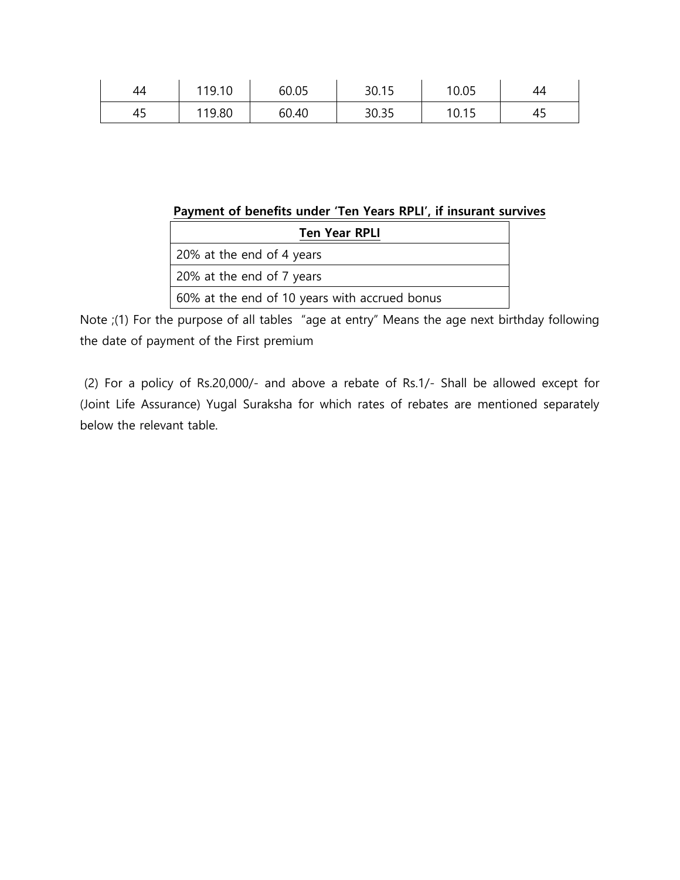| | | | | | |
|---|---|---|---|---|---|
| 44 | 119.10 | 60.05 | 30.15 | 10.05 | 44 |
| 45 | 119.80 | 60.40 | 30.35 | 10.15 | 45 |

**Payment of benefits under 'Ten Years RPLI', if insurant survives**

| **Ten Year RPLI** |
|---|
| 20% at the end of 4 years |
| 20% at the end of 7 years |
| 60% at the end of 10 years with accrued bonus |

Note ;(1) For the purpose of all tables "age at entry" Means the age next birthday following the date of payment of the First premium

(2) For a policy of Rs.20,000/- and above a rebate of Rs.1/- Shall be allowed except for (Joint Life Assurance) Yugal Suraksha for which rates of rebates are mentioned separately below the relevant table.